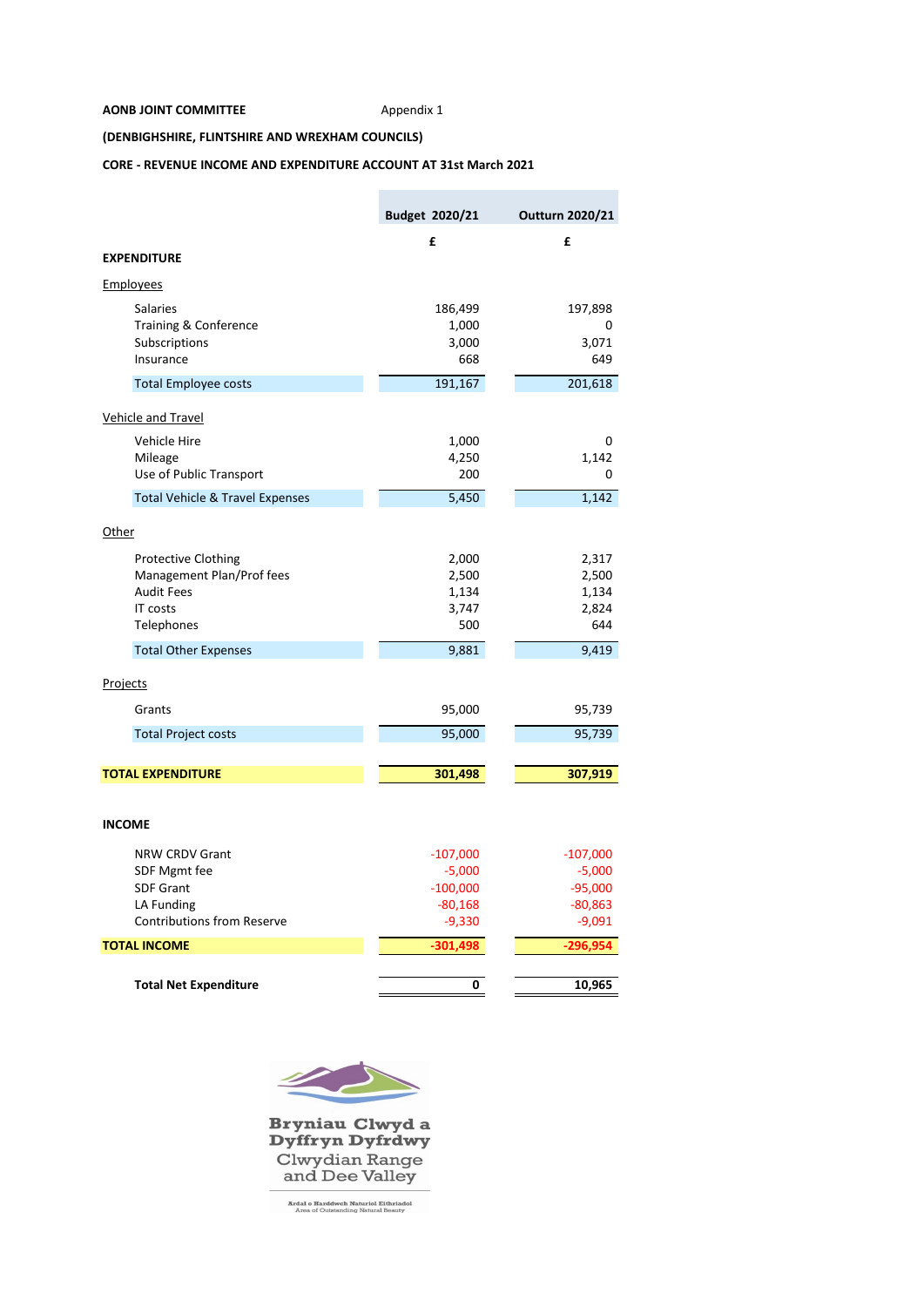**AONB JOINT COMMITTEE** Appendix 1

**(DENBIGHSHIRE, FLINTSHIRE AND WREXHAM COUNCILS)**

**CORE - REVENUE INCOME AND EXPENDITURE ACCOUNT AT 31st March 2021**

| | Budget 2020/21 | Outturn 2020/21 |
|---|---|---|
| | £ | £ |
| **EXPENDITURE** | | |
| Employees | | |
| Salaries | 186,499 | 197,898 |
| Training & Conference | 1,000 | 0 |
| Subscriptions | 3,000 | 3,071 |
| Insurance | 668 | 649 |
| Total Employee costs | 191,167 | 201,618 |
| Vehicle and Travel | | |
| Vehicle Hire | 1,000 | 0 |
| Mileage | 4,250 | 1,142 |
| Use of Public Transport | 200 | 0 |
| Total Vehicle & Travel Expenses | 5,450 | 1,142 |
| Other | | |
| Protective Clothing | 2,000 | 2,317 |
| Management Plan/Prof fees | 2,500 | 2,500 |
| Audit Fees | 1,134 | 1,134 |
| IT costs | 3,747 | 2,824 |
| Telephones | 500 | 644 |
| Total Other Expenses | 9,881 | 9,419 |
| Projects | | |
| Grants | 95,000 | 95,739 |
| Total Project costs | 95,000 | 95,739 |
| **TOTAL EXPENDITURE** | **301,498** | **307,919** |
| **INCOME** | | |
| NRW CRDV Grant | -107,000 | -107,000 |
| SDF Mgmt fee | -5,000 | -5,000 |
| SDF Grant | -100,000 | -95,000 |
| LA Funding | -80,168 | -80,863 |
| Contributions from Reserve | -9,330 | -9,091 |
| **TOTAL INCOME** | **-301,498** | **-296,954** |
| **Total Net Expenditure** | **0** | **10,965** |

Bryniau Clwyd a Dyffryn Dyfrdwy
Clwydian Range and Dee Valley
Ardal o Harddwch Naturiol Eithriadol
Area of Outstanding Natural Beauty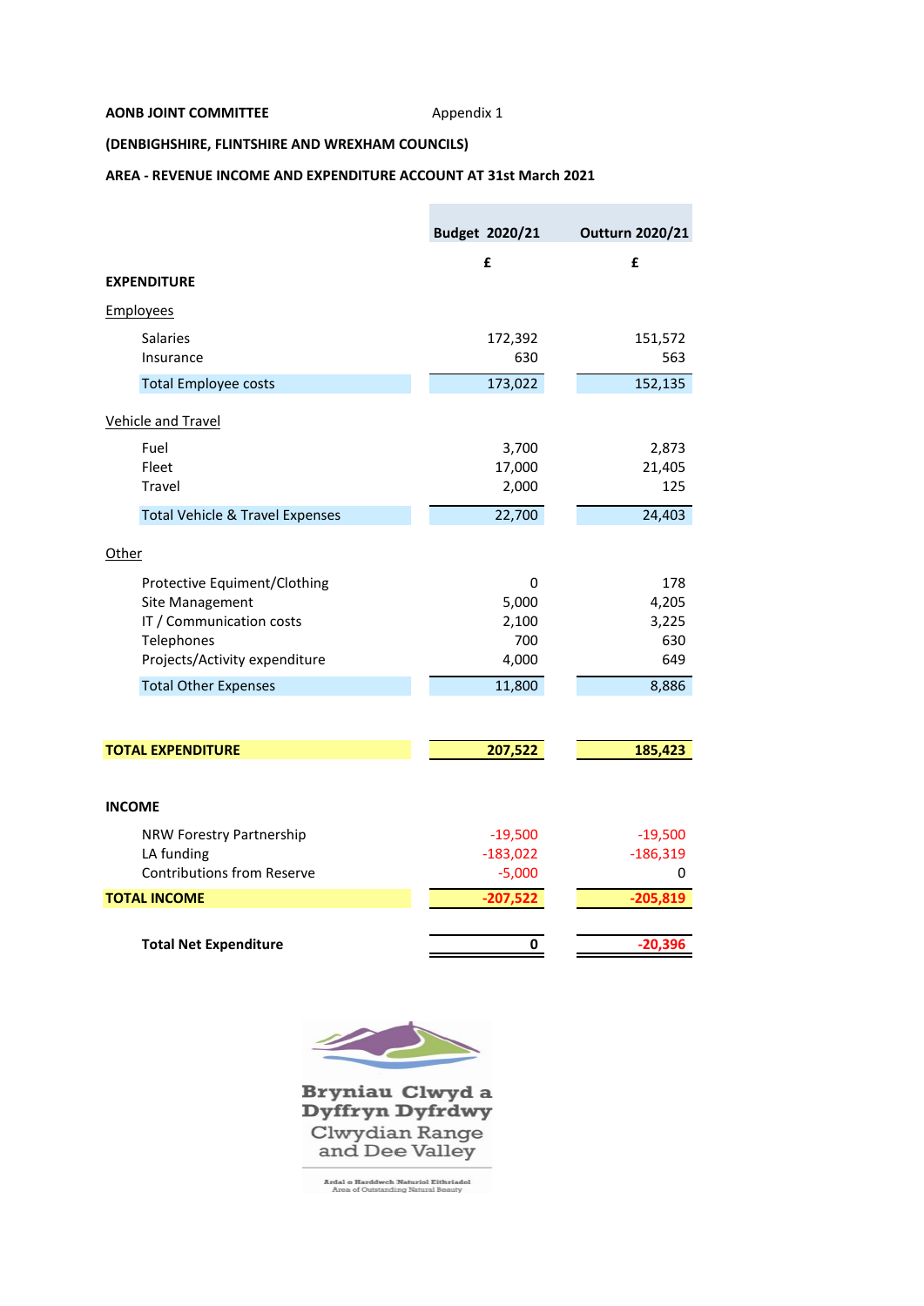**AONB JOINT COMMITTEE** Appendix 1

**(DENBIGHSHIRE, FLINTSHIRE AND WREXHAM COUNCILS)**

**AREA - REVENUE INCOME AND EXPENDITURE ACCOUNT AT 31st March 2021**

| | Budget 2020/21 | Outturn 2020/21 |
|---|---|---|
| | £ | £ |
| **EXPENDITURE** | | |
| Employees | | |
| Salaries | 172,392 | 151,572 |
| Insurance | 630 | 563 |
| Total Employee costs | 173,022 | 152,135 |
| Vehicle and Travel | | |
| Fuel | 3,700 | 2,873 |
| Fleet | 17,000 | 21,405 |
| Travel | 2,000 | 125 |
| Total Vehicle & Travel Expenses | 22,700 | 24,403 |
| Other | | |
| Protective Equipment/Clothing | 0 | 178 |
| Site Management | 5,000 | 4,205 |
| IT / Communication costs | 2,100 | 3,225 |
| Telephones | 700 | 630 |
| Projects/Activity expenditure | 4,000 | 649 |
| Total Other Expenses | 11,800 | 8,886 |
| **TOTAL EXPENDITURE** | **207,522** | **185,423** |
| **INCOME** | | |
| NRW Forestry Partnership | -19,500 | -19,500 |
| LA funding | -183,022 | -186,319 |
| Contributions from Reserve | -5,000 | 0 |
| **TOTAL INCOME** | **-207,522** | **-205,819** |
| **Total Net Expenditure** | **0** | **-20,396** |

Bryniau Clwyd a Dyffryn Dyfrdwy
Clwydian Range and Dee Valley
Ardal o Harddwch Naturiol Eithriadol
Area of Outstanding Natural Beauty